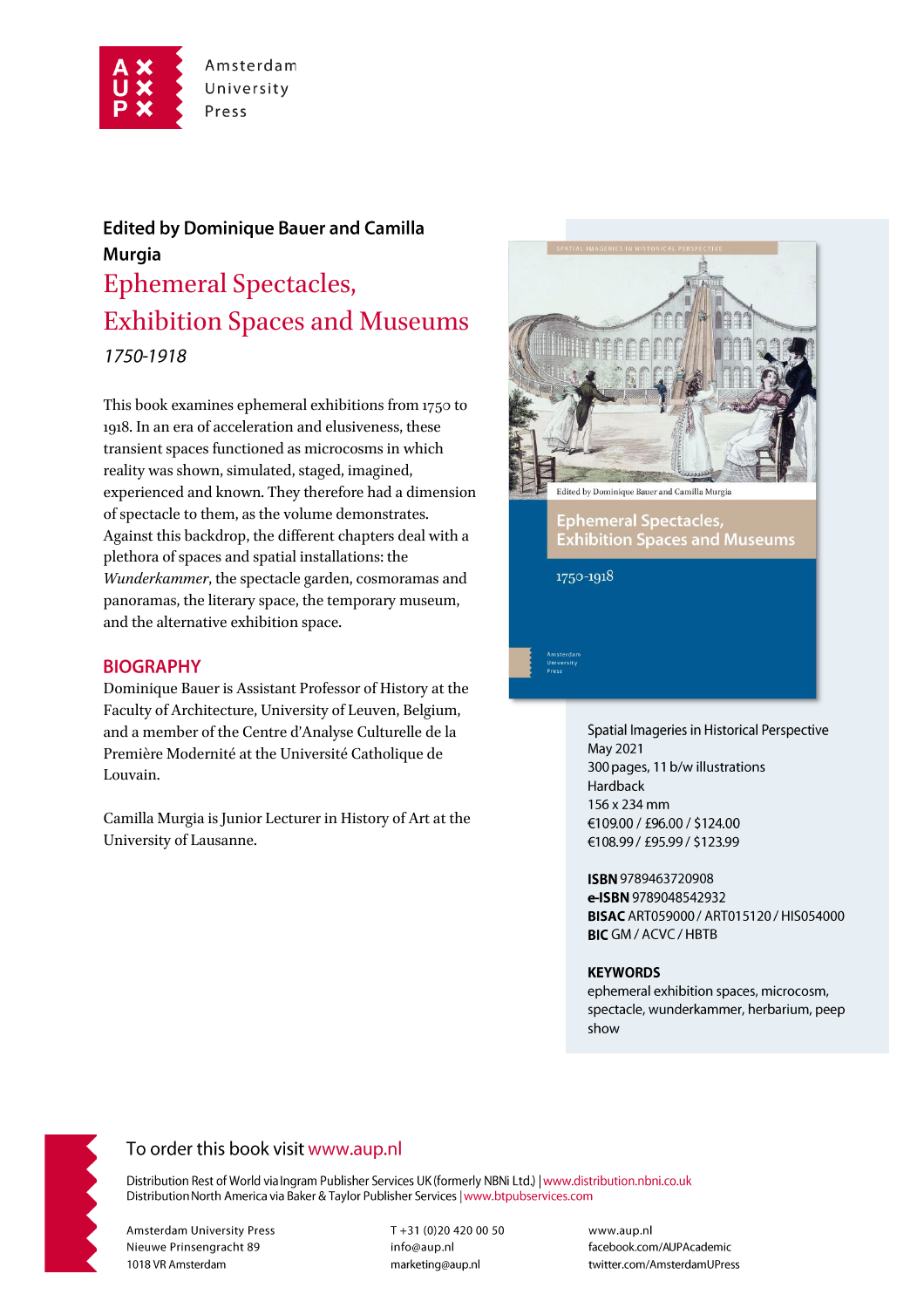Amsterdam University Press

**Edited by Dominique Bauer and Camilla Murgia**

# Ephemeral Spectacles, Exhibition Spaces and Museums

*1750-1918*

This book examines ephemeral exhibitions from 1750 to 1918. In an era of acceleration and elusiveness, these transient spaces functioned as microcosms in which reality was shown, simulated, staged, imagined, experienced and known. They therefore had a dimension of spectacle to them, as the volume demonstrates. Against this backdrop, the different chapters deal with a plethora of spaces and spatial installations: the *Wunderkammer*, the spectacle garden, cosmoramas and panoramas, the literary space, the temporary museum, and the alternative exhibition space.

## BIOGRAPHY

Dominique Bauer is Assistant Professor of History at the Faculty of Architecture, University of Leuven, Belgium, and a member of the Centre d'Analyse Culturelle de la Première Modernité at the Université Catholique de Louvain.

Camilla Murgia is Junior Lecturer in History of Art at the University of Lausanne.

Spatial Imageries in Historical Perspective
May 2021
300 pages, 11 b/w illustrations
Hardback
156 x 234 mm
€109.00 / £96.00 / $124.00
€108.99 / £95.99 / $123.99

**ISBN** 9789463720908
**e-ISBN** 9789048542932
**BISAC** ART059000 / ART015120 / HIS054000
**BIC** GM / ACVC / HBTB

**KEYWORDS**
ephemeral exhibition spaces, microcosm, spectacle, wunderkammer, herbarium, peep show

To order this book visit www.aup.nl

Distribution Rest of World via Ingram Publisher Services UK (formerly NBNi Ltd.) | www.distribution.nbni.co.uk
Distribution North America via Baker & Taylor Publisher Services | www.btpubservices.com

Amsterdam University Press
Nieuwe Prinsengracht 89
1018 VR Amsterdam

T +31 (0)20 420 00 50
info@aup.nl
marketing@aup.nl

www.aup.nl
facebook.com/AUPAcademic
twitter.com/AmsterdamUPress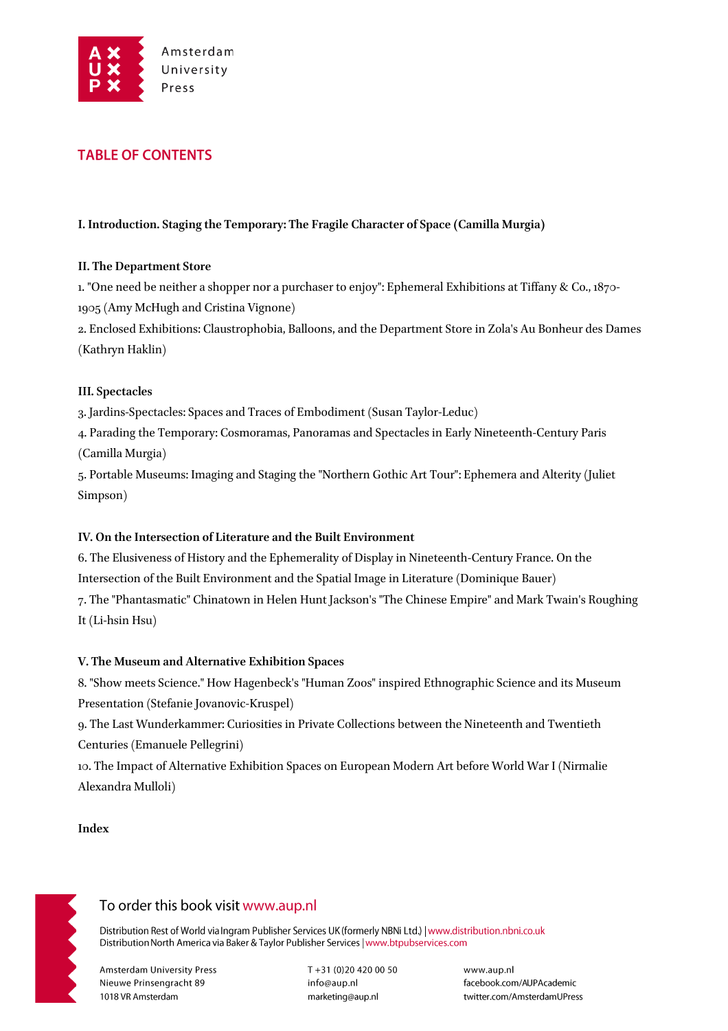Amsterdam University Press

## TABLE OF CONTENTS

**I. Introduction. Staging the Temporary: The Fragile Character of Space (Camilla Murgia)**

**II. The Department Store**

1. "One need be neither a shopper nor a purchaser to enjoy": Ephemeral Exhibitions at Tiffany & Co., 1870-1905 (Amy McHugh and Cristina Vignone)
2. Enclosed Exhibitions: Claustrophobia, Balloons, and the Department Store in Zola's Au Bonheur des Dames (Kathryn Haklin)

**III. Spectacles**

3. Jardins-Spectacles: Spaces and Traces of Embodiment (Susan Taylor-Leduc)
4. Parading the Temporary: Cosmoramas, Panoramas and Spectacles in Early Nineteenth-Century Paris (Camilla Murgia)
5. Portable Museums: Imaging and Staging the "Northern Gothic Art Tour": Ephemera and Alterity (Juliet Simpson)

**IV. On the Intersection of Literature and the Built Environment**

6. The Elusiveness of History and the Ephemerality of Display in Nineteenth-Century France. On the Intersection of the Built Environment and the Spatial Image in Literature (Dominique Bauer)
7. The "Phantasmatic" Chinatown in Helen Hunt Jackson's "The Chinese Empire" and Mark Twain's Roughing It (Li-hsin Hsu)

**V. The Museum and Alternative Exhibition Spaces**

8. "Show meets Science." How Hagenbeck's "Human Zoos" inspired Ethnographic Science and its Museum Presentation (Stefanie Jovanovic-Kruspel)
9. The Last Wunderkammer: Curiosities in Private Collections between the Nineteenth and Twentieth Centuries (Emanuele Pellegrini)
10. The Impact of Alternative Exhibition Spaces on European Modern Art before World War I (Nirmalie Alexandra Mulloli)

**Index**

To order this book visit www.aup.nl

Distribution Rest of World via Ingram Publisher Services UK (formerly NBNi Ltd.) | www.distribution.nbni.co.uk
Distribution North America via Baker & Taylor Publisher Services | www.btpubservices.com

Amsterdam University Press
Nieuwe Prinsengracht 89
1018 VR Amsterdam

T +31 (0)20 420 00 50
info@aup.nl
marketing@aup.nl

www.aup.nl
facebook.com/AUPAcademic
twitter.com/AmsterdamUPress